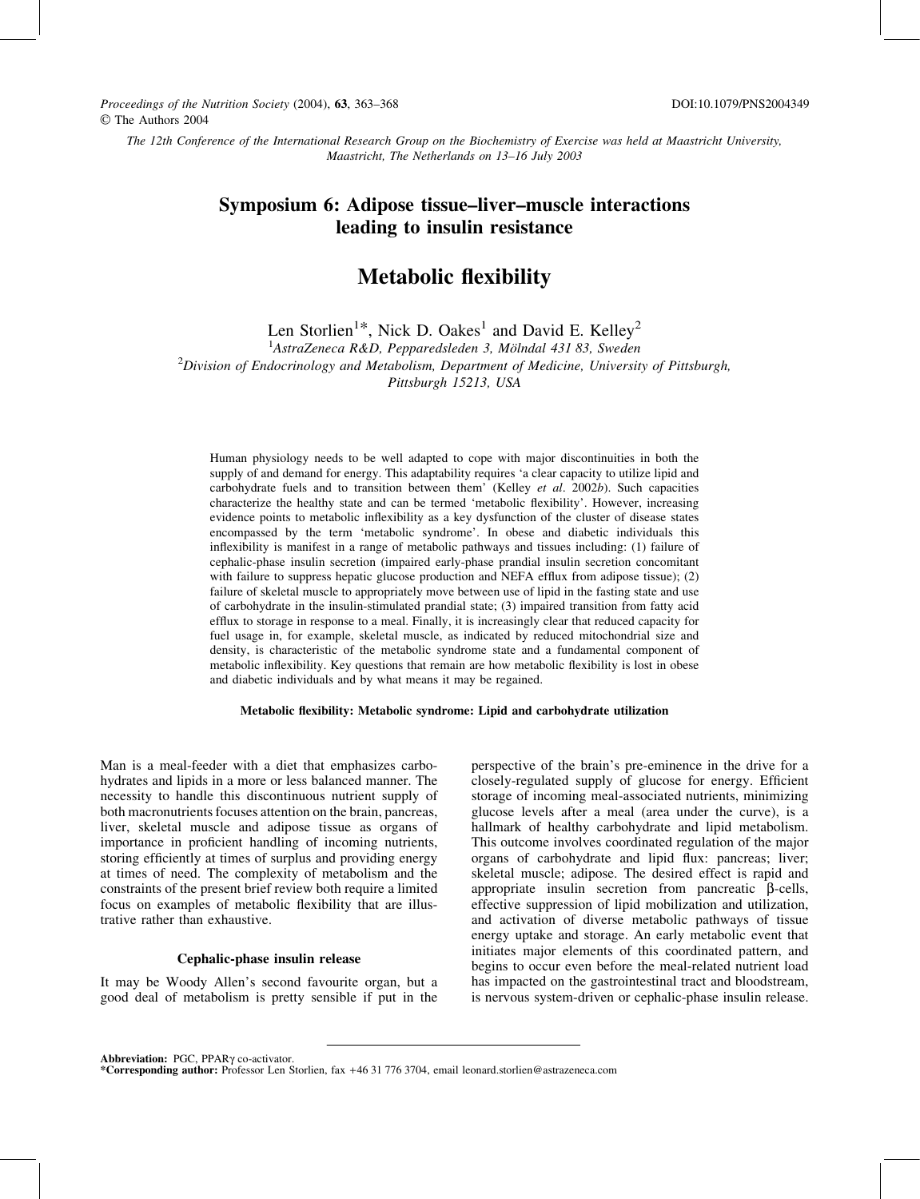*The 12th Conference of the International Research Group on the Biochemistry of Exercise was held at Maastricht University, Maastricht, The Netherlands on 13–16 July 2003*

## Symposium 6: Adipose tissue–liver–muscle interactions leading to insulin resistance

# Metabolic flexibility

Len Storlien[1]*, Nick D. Oakes[1] and David E. Kelley[2]

[1]*AstraZeneca R&D, Pepparedsleden 3, Mölndal 431 83, Sweden*

[2]*Division of Endocrinology and Metabolism, Department of Medicine, University of Pittsburgh, Pittsburgh 15213, USA*

Human physiology needs to be well adapted to cope with major discontinuities in both the supply of and demand for energy. This adaptability requires 'a clear capacity to utilize lipid and carbohydrate fuels and to transition between them' (Kelley *et al.* 2002*b*). Such capacities characterize the healthy state and can be termed 'metabolic flexibility'. However, increasing evidence points to metabolic inflexibility as a key dysfunction of the cluster of disease states encompassed by the term 'metabolic syndrome'. In obese and diabetic individuals this inflexibility is manifest in a range of metabolic pathways and tissues including: (1) failure of cephalic-phase insulin secretion (impaired early-phase prandial insulin secretion concomitant with failure to suppress hepatic glucose production and NEFA efflux from adipose tissue); (2) failure of skeletal muscle to appropriately move between use of lipid in the fasting state and use of carbohydrate in the insulin-stimulated prandial state; (3) impaired transition from fatty acid efflux to storage in response to a meal. Finally, it is increasingly clear that reduced capacity for fuel usage in, for example, skeletal muscle, as indicated by reduced mitochondrial size and density, is characteristic of the metabolic syndrome state and a fundamental component of metabolic inflexibility. Key questions that remain are how metabolic flexibility is lost in obese and diabetic individuals and by what means it may be regained.

**Metabolic flexibility: Metabolic syndrome: Lipid and carbohydrate utilization**

Man is a meal-feeder with a diet that emphasizes carbohydrates and lipids in a more or less balanced manner. The necessity to handle this discontinuous nutrient supply of both macronutrients focuses attention on the brain, pancreas, liver, skeletal muscle and adipose tissue as organs of importance in proficient handling of incoming nutrients, storing efficiently at times of surplus and providing energy at times of need. The complexity of metabolism and the constraints of the present brief review both require a limited focus on examples of metabolic flexibility that are illustrative rather than exhaustive.

### Cephalic-phase insulin release

It may be Woody Allen's second favourite organ, but a good deal of metabolism is pretty sensible if put in the perspective of the brain's pre-eminence in the drive for a closely-regulated supply of glucose for energy. Efficient storage of incoming meal-associated nutrients, minimizing glucose levels after a meal (area under the curve), is a hallmark of healthy carbohydrate and lipid metabolism. This outcome involves coordinated regulation of the major organs of carbohydrate and lipid flux: pancreas; liver; skeletal muscle; adipose. The desired effect is rapid and appropriate insulin secretion from pancreatic β-cells, effective suppression of lipid mobilization and utilization, and activation of diverse metabolic pathways of tissue energy uptake and storage. An early metabolic event that initiates major elements of this coordinated pattern, and begins to occur even before the meal-related nutrient load has impacted on the gastrointestinal tract and bloodstream, is nervous system-driven or cephalic-phase insulin release.

**Abbreviation:** PGC, PPARγ co-activator.

***Corresponding author:** Professor Len Storlien, fax +46 31 776 3704, email leonard.storlien@astrazeneca.com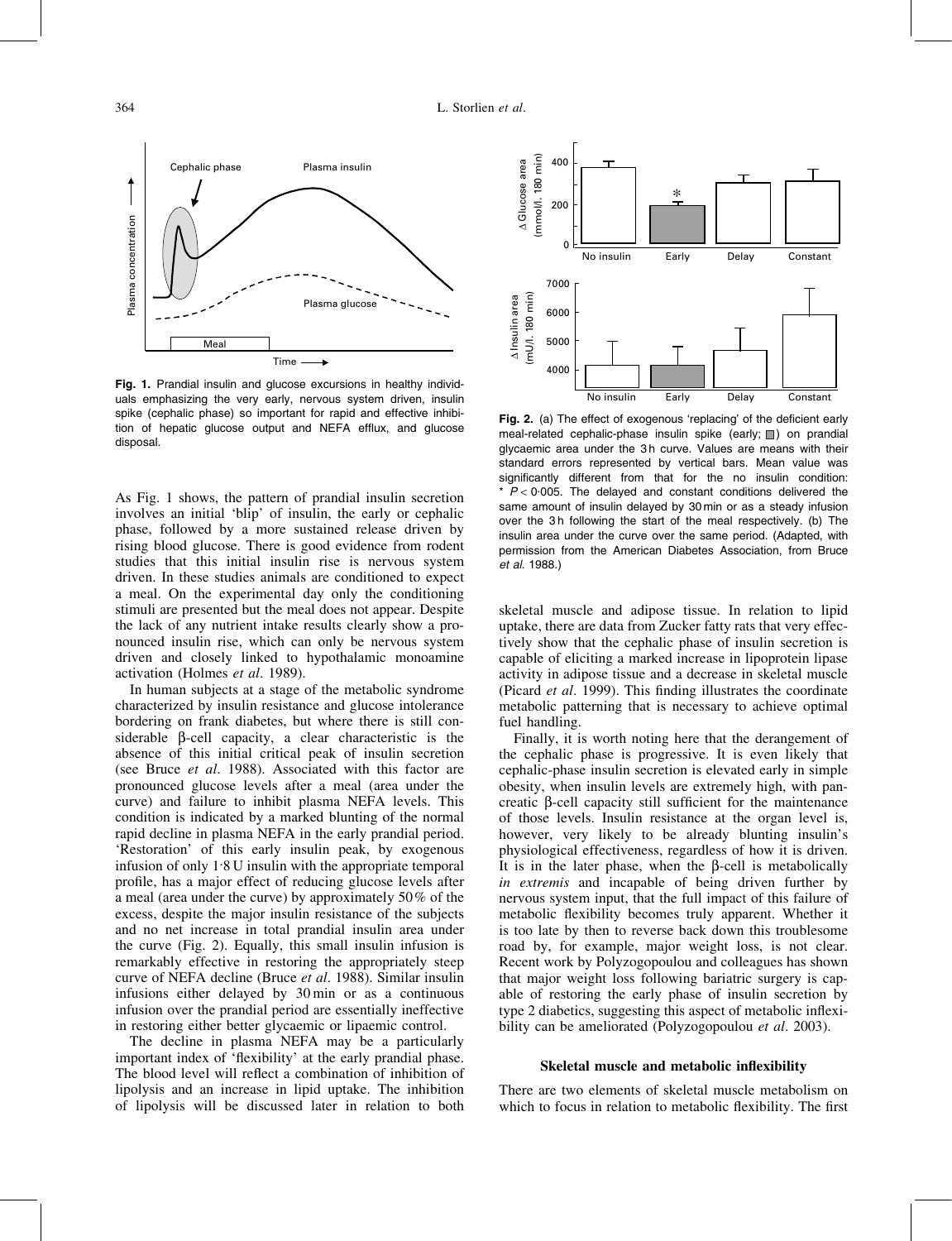Fig. 1. Prandial insulin and glucose excursions in healthy individuals emphasizing the very early, nervous system driven, insulin spike (cephalic phase) so important for rapid and effective inhibition of hepatic glucose output and NEFA efflux, and glucose disposal.

As Fig. 1 shows, the pattern of prandial insulin secretion involves an initial 'blip' of insulin, the early or cephalic phase, followed by a more sustained release driven by rising blood glucose. There is good evidence from rodent studies that this initial insulin rise is nervous system driven. In these studies animals are conditioned to expect a meal. On the experimental day only the conditioning stimuli are presented but the meal does not appear. Despite the lack of any nutrient intake results clearly show a pronounced insulin rise, which can only be nervous system driven and closely linked to hypothalamic monoamine activation (Holmes *et al*. 1989).

In human subjects at a stage of the metabolic syndrome characterized by insulin resistance and glucose intolerance bordering on frank diabetes, but where there is still considerable β-cell capacity, a clear characteristic is the absence of this initial critical peak of insulin secretion (see Bruce *et al*. 1988). Associated with this factor are pronounced glucose levels after a meal (area under the curve) and failure to inhibit plasma NEFA levels. This condition is indicated by a marked blunting of the normal rapid decline in plasma NEFA in the early prandial period. 'Restoration' of this early insulin peak, by exogenous infusion of only 1·8 U insulin with the appropriate temporal profile, has a major effect of reducing glucose levels after a meal (area under the curve) by approximately 50% of the excess, despite the major insulin resistance of the subjects and no net increase in total prandial insulin area under the curve (Fig. 2). Equally, this small insulin infusion is remarkably effective in restoring the appropriately steep curve of NEFA decline (Bruce *et al*. 1988). Similar insulin infusions either delayed by 30 min or as a continuous infusion over the prandial period are essentially ineffective in restoring either better glycaemic or lipaemic control.

The decline in plasma NEFA may be a particularly important index of 'flexibility' at the early prandial phase. The blood level will reflect a combination of inhibition of lipolysis and an increase in lipid uptake. The inhibition of lipolysis will be discussed later in relation to both skeletal muscle and adipose tissue. In relation to lipid uptake, there are data from Zucker fatty rats that very effectively show that the cephalic phase of insulin secretion is capable of eliciting a marked increase in lipoprotein lipase activity in adipose tissue and a decrease in skeletal muscle (Picard *et al*. 1999). This finding illustrates the coordinate metabolic patterning that is necessary to achieve optimal fuel handling.

Fig. 2. (a) The effect of exogenous 'replacing' of the deficient early meal-related cephalic-phase insulin spike (early; ▒) on prandial glycaemic area under the 3 h curve. Values are means with their standard errors represented by vertical bars. Mean value was significantly different from that for the no insulin condition: * $P < 0.005$. The delayed and constant conditions delivered the same amount of insulin delayed by 30 min or as a steady infusion over the 3 h following the start of the meal respectively. (b) The insulin area under the curve over the same period. (Adapted, with permission from the American Diabetes Association, from Bruce *et al*. 1988.)

Finally, it is worth noting here that the derangement of the cephalic phase is progressive. It is even likely that cephalic-phase insulin secretion is elevated early in simple obesity, when insulin levels are extremely high, with pancreatic β-cell capacity still sufficient for the maintenance of those levels. Insulin resistance at the organ level is, however, very likely to be already blunting insulin's physiological effectiveness, regardless of how it is driven. It is in the later phase, when the β-cell is metabolically *in extremis* and incapable of being driven further by nervous system input, that the full impact of this failure of metabolic flexibility becomes truly apparent. Whether it is too late by then to reverse back down this troublesome road by, for example, major weight loss, is not clear. Recent work by Polyzogopoulou and colleagues has shown that major weight loss following bariatric surgery is capable of restoring the early phase of insulin secretion by type 2 diabetics, suggesting this aspect of metabolic inflexibility can be ameliorated (Polyzogopoulou *et al*. 2003).

## Skeletal muscle and metabolic inflexibility

There are two elements of skeletal muscle metabolism on which to focus in relation to metabolic flexibility. The first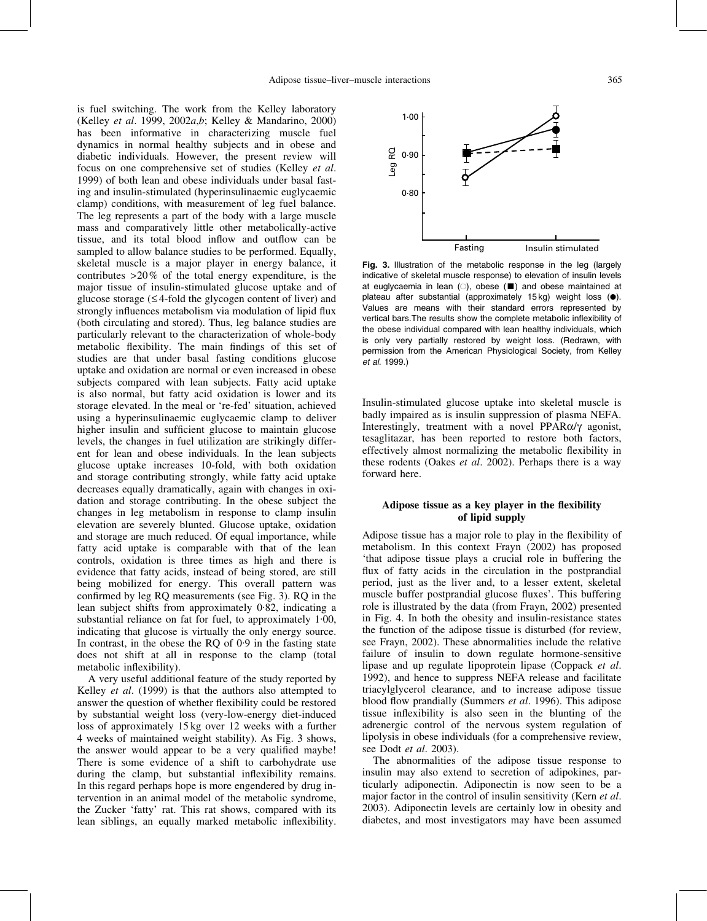is fuel switching. The work from the Kelley laboratory (Kelley *et al*. 1999, 2002*a*,*b*; Kelley & Mandarino, 2000) has been informative in characterizing muscle fuel dynamics in normal healthy subjects and in obese and diabetic individuals. However, the present review will focus on one comprehensive set of studies (Kelley *et al*. 1999) of both lean and obese individuals under basal fasting and insulin-stimulated (hyperinsulinaemic euglycaemic clamp) conditions, with measurement of leg fuel balance. The leg represents a part of the body with a large muscle mass and comparatively little other metabolically-active tissue, and its total blood inflow and outflow can be sampled to allow balance studies to be performed. Equally, skeletal muscle is a major player in energy balance, it contributes >20% of the total energy expenditure, is the major tissue of insulin-stimulated glucose uptake and of glucose storage (≤4-fold the glycogen content of liver) and strongly influences metabolism via modulation of lipid flux (both circulating and stored). Thus, leg balance studies are particularly relevant to the characterization of whole-body metabolic flexibility. The main findings of this set of studies are that under basal fasting conditions glucose uptake and oxidation are normal or even increased in obese subjects compared with lean subjects. Fatty acid uptake is also normal, but fatty acid oxidation is lower and its storage elevated. In the meal or 're-fed' situation, achieved using a hyperinsulinaemic euglycaemic clamp to deliver higher insulin and sufficient glucose to maintain glucose levels, the changes in fuel utilization are strikingly different for lean and obese individuals. In the lean subjects glucose uptake increases 10-fold, with both oxidation and storage contributing strongly, while fatty acid uptake decreases equally dramatically, again with changes in oxidation and storage contributing. In the obese subject the changes in leg metabolism in response to clamp insulin elevation are severely blunted. Glucose uptake, oxidation and storage are much reduced. Of equal importance, while fatty acid uptake is comparable with that of the lean controls, oxidation is three times as high and there is evidence that fatty acids, instead of being stored, are still being mobilized for energy. This overall pattern was confirmed by leg RQ measurements (see Fig. 3). RQ in the lean subject shifts from approximately 0·82, indicating a substantial reliance on fat for fuel, to approximately 1·00, indicating that glucose is virtually the only energy source. In contrast, in the obese the RQ of 0·9 in the fasting state does not shift at all in response to the clamp (total metabolic inflexibility).

A very useful additional feature of the study reported by Kelley *et al*. (1999) is that the authors also attempted to answer the question of whether flexibility could be restored by substantial weight loss (very-low-energy diet-induced loss of approximately 15 kg over 12 weeks with a further 4 weeks of maintained weight stability). As Fig. 3 shows, the answer would appear to be a very qualified maybe! There is some evidence of a shift to carbohydrate use during the clamp, but substantial inflexibility remains. In this regard perhaps hope is more engendered by drug intervention in an animal model of the metabolic syndrome, the Zucker 'fatty' rat. This rat shows, compared with its lean siblings, an equally marked metabolic inflexibility.

Leg RQ
1·00
0·90
0·80
Fasting
Insulin stimulated

**Fig. 3.** Illustration of the metabolic response in the leg (largely indicative of skeletal muscle response) to elevation of insulin levels at euglycaemia in lean (○), obese (■) and obese maintained at plateau after substantial (approximately 15 kg) weight loss (●). Values are means with their standard errors represented by vertical bars. The results show the complete metabolic inflexibility of the obese individual compared with lean healthy individuals, which is only very partially restored by weight loss. (Redrawn, with permission from the American Physiological Society, from Kelley *et al*. 1999.)

Insulin-stimulated glucose uptake into skeletal muscle is badly impaired as is insulin suppression of plasma NEFA. Interestingly, treatment with a novel PPARα/γ agonist, tesaglitazar, has been reported to restore both factors, effectively almost normalizing the metabolic flexibility in these rodents (Oakes *et al*. 2002). Perhaps there is a way forward here.

## Adipose tissue as a key player in the flexibility of lipid supply

Adipose tissue has a major role to play in the flexibility of metabolism. In this context Frayn (2002) has proposed 'that adipose tissue plays a crucial role in buffering the flux of fatty acids in the circulation in the postprandial period, just as the liver and, to a lesser extent, skeletal muscle buffer postprandial glucose fluxes'. This buffering role is illustrated by the data (from Frayn, 2002) presented in Fig. 4. In both the obesity and insulin-resistance states the function of the adipose tissue is disturbed (for review, see Frayn, 2002). These abnormalities include the relative failure of insulin to down regulate hormone-sensitive lipase and up regulate lipoprotein lipase (Coppack *et al*. 1992), and hence to suppress NEFA release and facilitate triacylglycerol clearance, and to increase adipose tissue blood flow prandially (Summers *et al*. 1996). This adipose tissue inflexibility is also seen in the blunting of the adrenergic control of the nervous system regulation of lipolysis in obese individuals (for a comprehensive review, see Dodt *et al*. 2003).

The abnormalities of the adipose tissue response to insulin may also extend to secretion of adipokines, particularly adiponectin. Adiponectin is now seen to be a major factor in the control of insulin sensitivity (Kern *et al*. 2003). Adiponectin levels are certainly low in obesity and diabetes, and most investigators may have been assumed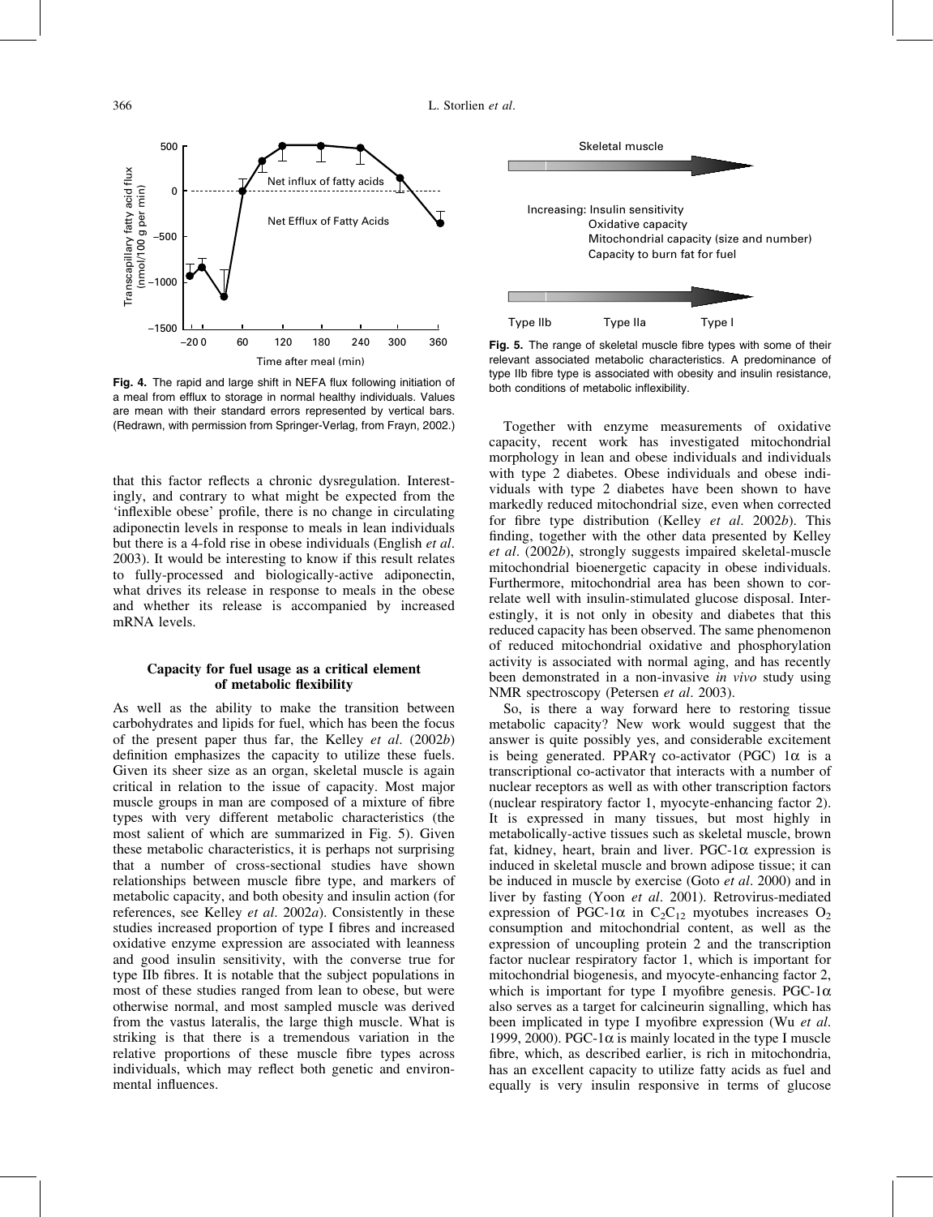Fig. 4. The rapid and large shift in NEFA flux following initiation of a meal from efflux to storage in normal healthy individuals. Values are mean with their standard errors represented by vertical bars. (Redrawn, with permission from Springer-Verlag, from Frayn, 2002.)

Fig. 5. The range of skeletal muscle fibre types with some of their relevant associated metabolic characteristics. A predominance of type IIb fibre type is associated with obesity and insulin resistance, both conditions of metabolic inflexibility.

that this factor reflects a chronic dysregulation. Interestingly, and contrary to what might be expected from the 'inflexible obese' profile, there is no change in circulating adiponectin levels in response to meals in lean individuals but there is a 4-fold rise in obese individuals (English *et al*. 2003). It would be interesting to know if this result relates to fully-processed and biologically-active adiponectin, what drives its release in response to meals in the obese and whether its release is accompanied by increased mRNA levels.

## Capacity for fuel usage as a critical element of metabolic flexibility

As well as the ability to make the transition between carbohydrates and lipids for fuel, which has been the focus of the present paper thus far, the Kelley *et al*. (2002*b*) definition emphasizes the capacity to utilize these fuels. Given its sheer size as an organ, skeletal muscle is again critical in relation to the issue of capacity. Most major muscle groups in man are composed of a mixture of fibre types with very different metabolic characteristics (the most salient of which are summarized in Fig. 5). Given these metabolic characteristics, it is perhaps not surprising that a number of cross-sectional studies have shown relationships between muscle fibre type, and markers of metabolic capacity, and both obesity and insulin action (for references, see Kelley *et al*. 2002*a*). Consistently in these studies increased proportion of type I fibres and increased oxidative enzyme expression are associated with leanness and good insulin sensitivity, with the converse true for type IIb fibres. It is notable that the subject populations in most of these studies ranged from lean to obese, but were otherwise normal, and most sampled muscle was derived from the vastus lateralis, the large thigh muscle. What is striking is that there is a tremendous variation in the relative proportions of these muscle fibre types across individuals, which may reflect both genetic and environmental influences.

Together with enzyme measurements of oxidative capacity, recent work has investigated mitochondrial morphology in lean and obese individuals and individuals with type 2 diabetes. Obese individuals and obese individuals with type 2 diabetes have been shown to have markedly reduced mitochondrial size, even when corrected for fibre type distribution (Kelley *et al*. 2002*b*). This finding, together with the other data presented by Kelley *et al*. (2002*b*), strongly suggests impaired skeletal-muscle mitochondrial bioenergetic capacity in obese individuals. Furthermore, mitochondrial area has been shown to correlate well with insulin-stimulated glucose disposal. Interestingly, it is not only in obesity and diabetes that this reduced capacity has been observed. The same phenomenon of reduced mitochondrial oxidative and phosphorylation activity is associated with normal aging, and has recently been demonstrated in a non-invasive *in vivo* study using NMR spectroscopy (Petersen *et al*. 2003).

So, is there a way forward here to restoring tissue metabolic capacity? New work would suggest that the answer is quite possibly yes, and considerable excitement is being generated. PPAR$\gamma$ co-activator (PGC) 1$\alpha$ is a transcriptional co-activator that interacts with a number of nuclear receptors as well as with other transcription factors (nuclear respiratory factor 1, myocyte-enhancing factor 2). It is expressed in many tissues, but most highly in metabolically-active tissues such as skeletal muscle, brown fat, kidney, heart, brain and liver. PGC-1$\alpha$ expression is induced in skeletal muscle and brown adipose tissue; it can be induced in muscle by exercise (Goto *et al*. 2000) and in liver by fasting (Yoon *et al*. 2001). Retrovirus-mediated expression of PGC-1$\alpha$ in $C_2C_{12}$ myotubes increases $O_2$ consumption and mitochondrial content, as well as the expression of uncoupling protein 2 and the transcription factor nuclear respiratory factor 1, which is important for mitochondrial biogenesis, and myocyte-enhancing factor 2, which is important for type I myofibre genesis. PGC-1$\alpha$ also serves as a target for calcineurin signalling, which has been implicated in type I myofibre expression (Wu *et al*. 1999, 2000). PGC-1$\alpha$ is mainly located in the type I muscle fibre, which, as described earlier, is rich in mitochondria, has an excellent capacity to utilize fatty acids as fuel and equally is very insulin responsive in terms of glucose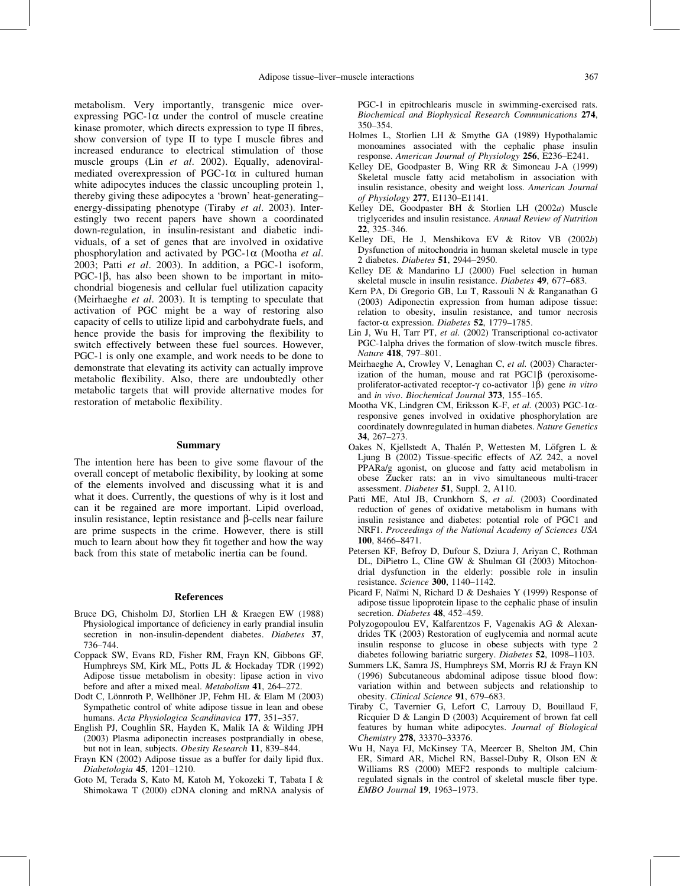metabolism. Very importantly, transgenic mice over-expressing PGC-1$\alpha$ under the control of muscle creatine kinase promoter, which directs expression to type II fibres, show conversion of type II to type I muscle fibres and increased endurance to electrical stimulation of those muscle groups (Lin *et al*. 2002). Equally, adenoviral-mediated overexpression of PGC-1$\alpha$ in cultured human white adipocytes induces the classic uncoupling protein 1, thereby giving these adipocytes a 'brown' heat-generating–energy-dissipating phenotype (Tiraby *et al*. 2003). Interestingly two recent papers have shown a coordinated down-regulation, in insulin-resistant and diabetic individuals, of a set of genes that are involved in oxidative phosphorylation and activated by PGC-1$\alpha$ (Mootha *et al*. 2003; Patti *et al*. 2003). In addition, a PGC-1 isoform, PGC-1$\beta$, has also been shown to be important in mitochondrial biogenesis and cellular fuel utilization capacity (Meirhaeghe *et al*. 2003). It is tempting to speculate that activation of PGC might be a way of restoring also capacity of cells to utilize lipid and carbohydrate fuels, and hence provide the basis for improving the flexibility to switch effectively between these fuel sources. However, PGC-1 is only one example, and work needs to be done to demonstrate that elevating its activity can actually improve metabolic flexibility. Also, there are undoubtedly other metabolic targets that will provide alternative modes for restoration of metabolic flexibility.

## Summary

The intention here has been to give some flavour of the overall concept of metabolic flexibility, by looking at some of the elements involved and discussing what it is and what it does. Currently, the questions of why is it lost and can it be regained are more important. Lipid overload, insulin resistance, leptin resistance and $\beta$-cells near failure are prime suspects in the crime. However, there is still much to learn about how they fit together and how the way back from this state of metabolic inertia can be found.

## References

Bruce DG, Chisholm DJ, Storlien LH & Kraegen EW (1988) Physiological importance of deficiency in early prandial insulin secretion in non-insulin-dependent diabetes. *Diabetes* **37**, 736–744.

Coppack SW, Evans RD, Fisher RM, Frayn KN, Gibbons GF, Humphreys SM, Kirk ML, Potts JL & Hockaday TDR (1992) Adipose tissue metabolism in obesity: lipase action in vivo before and after a mixed meal. *Metabolism* **41**, 264–272.

Dodt C, Lönnroth P, Wellhöner JP, Fehm HL & Elam M (2003) Sympathetic control of white adipose tissue in lean and obese humans. *Acta Physiologica Scandinavica* **177**, 351–357.

English PJ, Coughlin SR, Hayden K, Malik IA & Wilding JPH (2003) Plasma adiponectin increases postprandially in obese, but not in lean, subjects. *Obesity Research* **11**, 839–844.

Frayn KN (2002) Adipose tissue as a buffer for daily lipid flux. *Diabetologia* **45**, 1201–1210.

Goto M, Terada S, Kato M, Katoh M, Yokozeki T, Tabata I & Shimokawa T (2000) cDNA cloning and mRNA analysis of PGC-1 in epitrochlearis muscle in swimming-exercised rats. *Biochemical and Biophysical Research Communications* **274**, 350–354.

Holmes L, Storlien LH & Smythe GA (1989) Hypothalamic monoamines associated with the cephalic phase insulin response. *American Journal of Physiology* **256**, E236–E241.

Kelley DE, Goodpaster B, Wing RR & Simoneau J-A (1999) Skeletal muscle fatty acid metabolism in association with insulin resistance, obesity and weight loss. *American Journal of Physiology* **277**, E1130–E1141.

Kelley DE, Goodpaster BH & Storlien LH (2002*a*) Muscle triglycerides and insulin resistance. *Annual Review of Nutrition* **22**, 325–346.

Kelley DE, He J, Menshikova EV & Ritov VB (2002*b*) Dysfunction of mitochondria in human skeletal muscle in type 2 diabetes. *Diabetes* **51**, 2944–2950.

Kelley DE & Mandarino LJ (2000) Fuel selection in human skeletal muscle in insulin resistance. *Diabetes* **49**, 677–683.

Kern PA, Di Gregorio GB, Lu T, Rassouli N & Ranganathan G (2003) Adiponectin expression from human adipose tissue: relation to obesity, insulin resistance, and tumor necrosis factor-$\alpha$ expression. *Diabetes* **52**, 1779–1785.

Lin J, Wu H, Tarr PT, *et al.* (2002) Transcriptional co-activator PGC-1alpha drives the formation of slow-twitch muscle fibres. *Nature* **418**, 797–801.

Meirhaeghe A, Crowley V, Lenaghan C, *et al.* (2003) Characterization of the human, mouse and rat PGC1$\beta$ (peroxisome-proliferator-activated receptor-$\gamma$ co-activator 1$\beta$) gene *in vitro* and *in vivo*. *Biochemical Journal* **373**, 155–165.

Mootha VK, Lindgren CM, Eriksson K-F, *et al.* (2003) PGC-1$\alpha$-responsive genes involved in oxidative phosphorylation are coordinately downregulated in human diabetes. *Nature Genetics* **34**, 267–273.

Oakes N, Kjellstedt A, Thalén P, Wettesten M, Löfgren L & Ljung B (2002) Tissue-specific effects of AZ 242, a novel PPARa/g agonist, on glucose and fatty acid metabolism in obese Zucker rats: an in vivo simultaneous multi-tracer assessment. *Diabetes* **51**, Suppl. 2, A110.

Patti ME, Atul JB, Crunkhorn S, *et al.* (2003) Coordinated reduction of genes of oxidative metabolism in humans with insulin resistance and diabetes: potential role of PGC1 and NRF1. *Proceedings of the National Academy of Sciences USA* **100**, 8466–8471.

Petersen KF, Befroy D, Dufour S, Dziura J, Ariyan C, Rothman DL, DiPietro L, Cline GW & Shulman GI (2003) Mitochondrial dysfunction in the elderly: possible role in insulin resistance. *Science* **300**, 1140–1142.

Picard F, Naïmi N, Richard D & Deshaies Y (1999) Response of adipose tissue lipoprotein lipase to the cephalic phase of insulin secretion. *Diabetes* **48**, 452–459.

Polyzogopoulou EV, Kalfarentzos F, Vagenakis AG & Alexandrides TK (2003) Restoration of euglycemia and normal acute insulin response to glucose in obese subjects with type 2 diabetes following bariatric surgery. *Diabetes* **52**, 1098–1103.

Summers LK, Samra JS, Humphreys SM, Morris RJ & Frayn KN (1996) Subcutaneous abdominal adipose tissue blood flow: variation within and between subjects and relationship to obesity. *Clinical Science* **91**, 679–683.

Tiraby C, Tavernier G, Lefort C, Larrouy D, Bouillaud F, Ricquier D & Langin D (2003) Acquirement of brown fat cell features by human white adipocytes. *Journal of Biological Chemistry* **278**, 33370–33376.

Wu H, Naya FJ, McKinsey TA, Mercer B, Shelton JM, Chin ER, Simard AR, Michel RN, Bassel-Duby R, Olson EN & Williams RS (2000) MEF2 responds to multiple calcium-regulated signals in the control of skeletal muscle fiber type. *EMBO Journal* **19**, 1963–1973.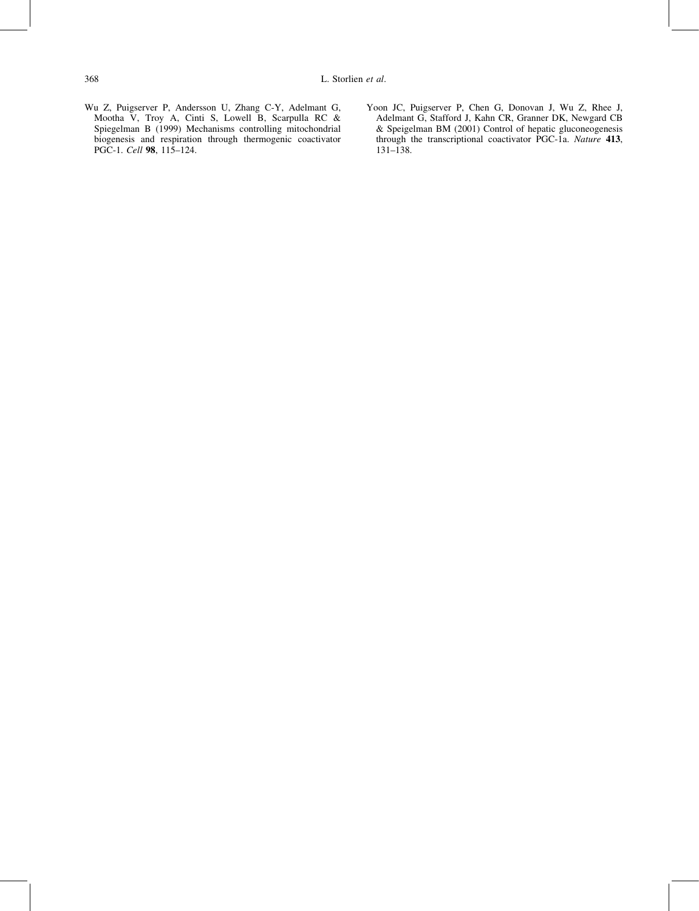Wu Z, Puigserver P, Andersson U, Zhang C-Y, Adelmant G, Mootha V, Troy A, Cinti S, Lowell B, Scarpulla RC & Spiegelman B (1999) Mechanisms controlling mitochondrial biogenesis and respiration through thermogenic coactivator PGC-1. *Cell* **98**, 115–124.

Yoon JC, Puigserver P, Chen G, Donovan J, Wu Z, Rhee J, Adelmant G, Stafford J, Kahn CR, Granner DK, Newgard CB & Speigelman BM (2001) Control of hepatic gluconeogenesis through the transcriptional coactivator PGC-1a. *Nature* **413**, 131–138.